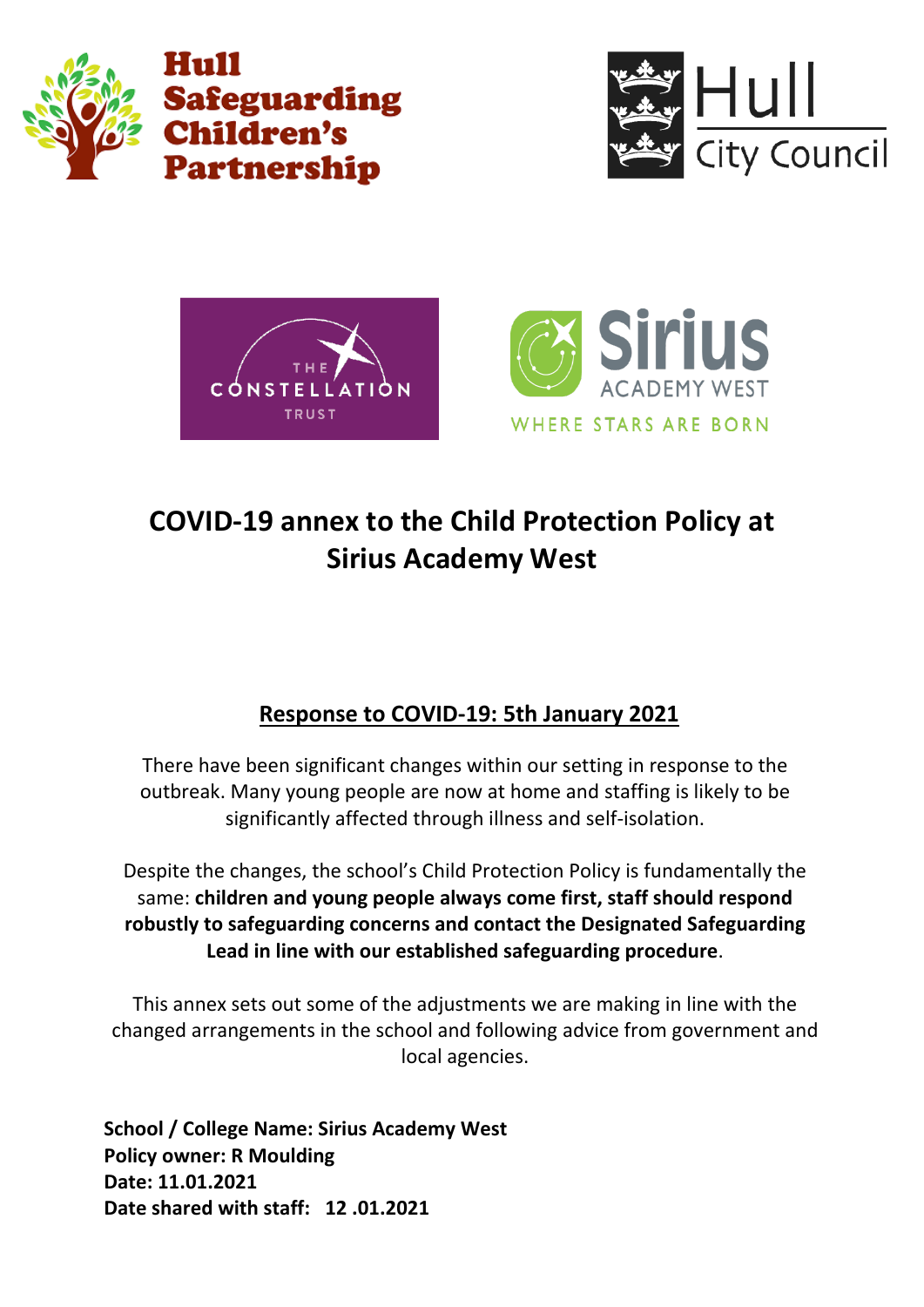# COVID-19 annex to the Child Protection Policy at Sirius Academy West

## Response to COVID-19: 5th January 2021

There have been significant changes within our setting in response to the outbreak. Many young people are now at home and staffing is likely to be significantly affected through illness and self-isolation.

Despite the changes, the school's Child Protection Policy is fundamentally the same: **children and young people always come first, staff should respond robustly to safeguarding concerns and contact the Designated Safeguarding Lead in line with our established safeguarding procedure**.

This annex sets out some of the adjustments we are making in line with the changed arrangements in the school and following advice from government and local agencies.

**School / College Name: Sirius Academy West**
**Policy owner: R Moulding**
**Date: 11.01.2021**
**Date shared with staff: 12 .01.2021**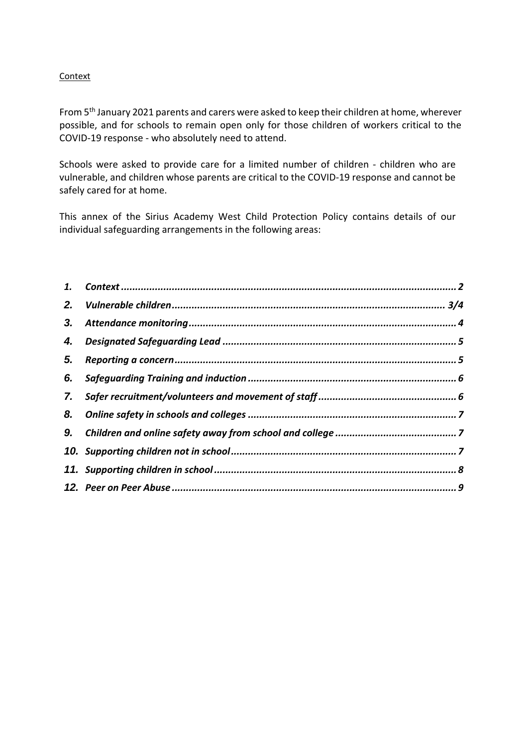## Context

From 5th January 2021 parents and carers were asked to keep their children at home, wherever possible, and for schools to remain open only for those children of workers critical to the COVID-19 response - who absolutely need to attend.

Schools were asked to provide care for a limited number of children - children who are vulnerable, and children whose parents are critical to the COVID-19 response and cannot be safely cared for at home.

This annex of the Sirius Academy West Child Protection Policy contains details of our individual safeguarding arrangements in the following areas:

1. *Context* ........................................................ 2
2. *Vulnerable children* ........................................................ 3/4
3. *Attendance monitoring* ........................................................ 4
4. *Designated Safeguarding Lead* ........................................................ 5
5. *Reporting a concern* ........................................................ 5
6. *Safeguarding Training and induction* ........................................................ 6
7. *Safer recruitment/volunteers and movement of staff* ........................................................ 6
8. *Online safety in schools and colleges* ........................................................ 7
9. *Children and online safety away from school and college* ........................................................ 7
10. *Supporting children not in school* ........................................................ 7
11. *Supporting children in school* ........................................................ 8
12. *Peer on Peer Abuse* ........................................................ 9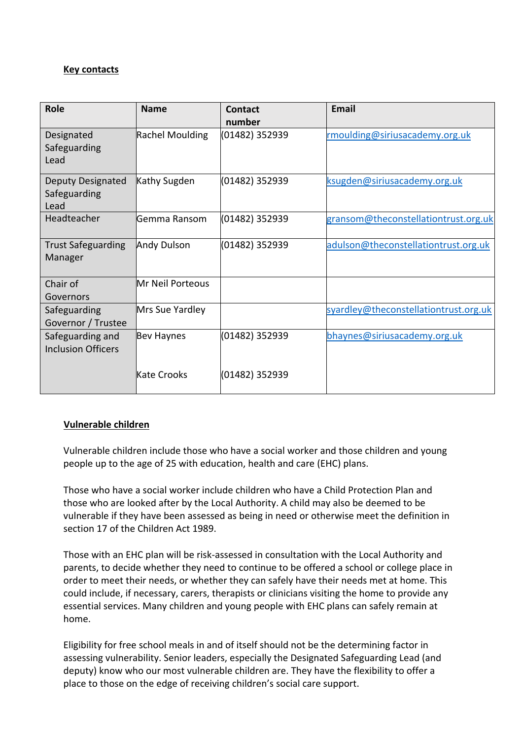**Key contacts**

| Role | Name | Contact number | Email |
|---|---|---|---|
| Designated Safeguarding Lead | Rachel Moulding | (01482) 352939 | rmoulding@siriusacademy.org.uk |
| Deputy Designated Safeguarding Lead | Kathy Sugden | (01482) 352939 | ksugden@siriusacademy.org.uk |
| Headteacher | Gemma Ransom | (01482) 352939 | gransom@theconstellationtrust.org.uk |
| Trust Safeguarding Manager | Andy Dulson | (01482) 352939 | adulson@theconstellationtrust.org.uk |
| Chair of Governors | Mr Neil Porteous | | |
| Safeguarding Governor / Trustee | Mrs Sue Yardley | | syardley@theconstellationtrust.org.uk |
| Safeguarding and Inclusion Officers | Bev Haynes<br><br>Kate Crooks | (01482) 352939<br><br>(01482) 352939 | bhaynes@siriusacademy.org.uk |

**Vulnerable children**

Vulnerable children include those who have a social worker and those children and young people up to the age of 25 with education, health and care (EHC) plans.

Those who have a social worker include children who have a Child Protection Plan and those who are looked after by the Local Authority. A child may also be deemed to be vulnerable if they have been assessed as being in need or otherwise meet the definition in section 17 of the Children Act 1989.

Those with an EHC plan will be risk-assessed in consultation with the Local Authority and parents, to decide whether they need to continue to be offered a school or college place in order to meet their needs, or whether they can safely have their needs met at home. This could include, if necessary, carers, therapists or clinicians visiting the home to provide any essential services. Many children and young people with EHC plans can safely remain at home.

Eligibility for free school meals in and of itself should not be the determining factor in assessing vulnerability. Senior leaders, especially the Designated Safeguarding Lead (and deputy) know who our most vulnerable children are. They have the flexibility to offer a place to those on the edge of receiving children's social care support.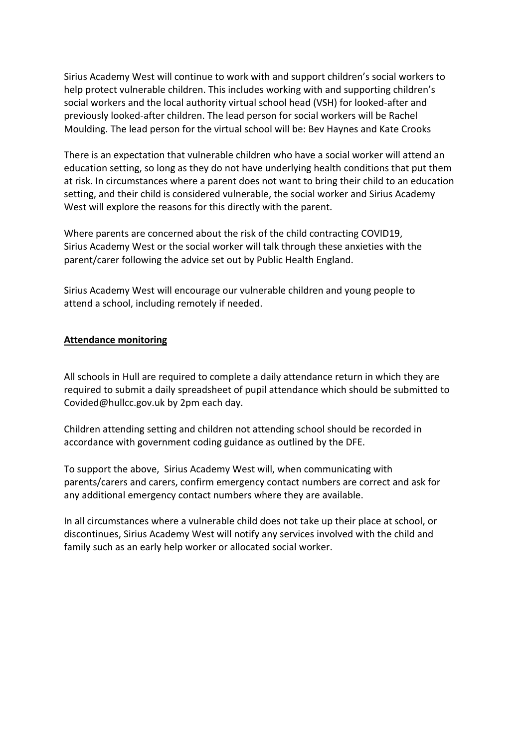Sirius Academy West will continue to work with and support children's social workers to help protect vulnerable children. This includes working with and supporting children's social workers and the local authority virtual school head (VSH) for looked-after and previously looked-after children. The lead person for social workers will be Rachel Moulding. The lead person for the virtual school will be: Bev Haynes and Kate Crooks

There is an expectation that vulnerable children who have a social worker will attend an education setting, so long as they do not have underlying health conditions that put them at risk. In circumstances where a parent does not want to bring their child to an education setting, and their child is considered vulnerable, the social worker and Sirius Academy West will explore the reasons for this directly with the parent.

Where parents are concerned about the risk of the child contracting COVID19, Sirius Academy West or the social worker will talk through these anxieties with the parent/carer following the advice set out by Public Health England.

Sirius Academy West will encourage our vulnerable children and young people to attend a school, including remotely if needed.

**Attendance monitoring**

All schools in Hull are required to complete a daily attendance return in which they are required to submit a daily spreadsheet of pupil attendance which should be submitted to Covided@hullcc.gov.uk by 2pm each day.

Children attending setting and children not attending school should be recorded in accordance with government coding guidance as outlined by the DFE.

To support the above, Sirius Academy West will, when communicating with parents/carers and carers, confirm emergency contact numbers are correct and ask for any additional emergency contact numbers where they are available.

In all circumstances where a vulnerable child does not take up their place at school, or discontinues, Sirius Academy West will notify any services involved with the child and family such as an early help worker or allocated social worker.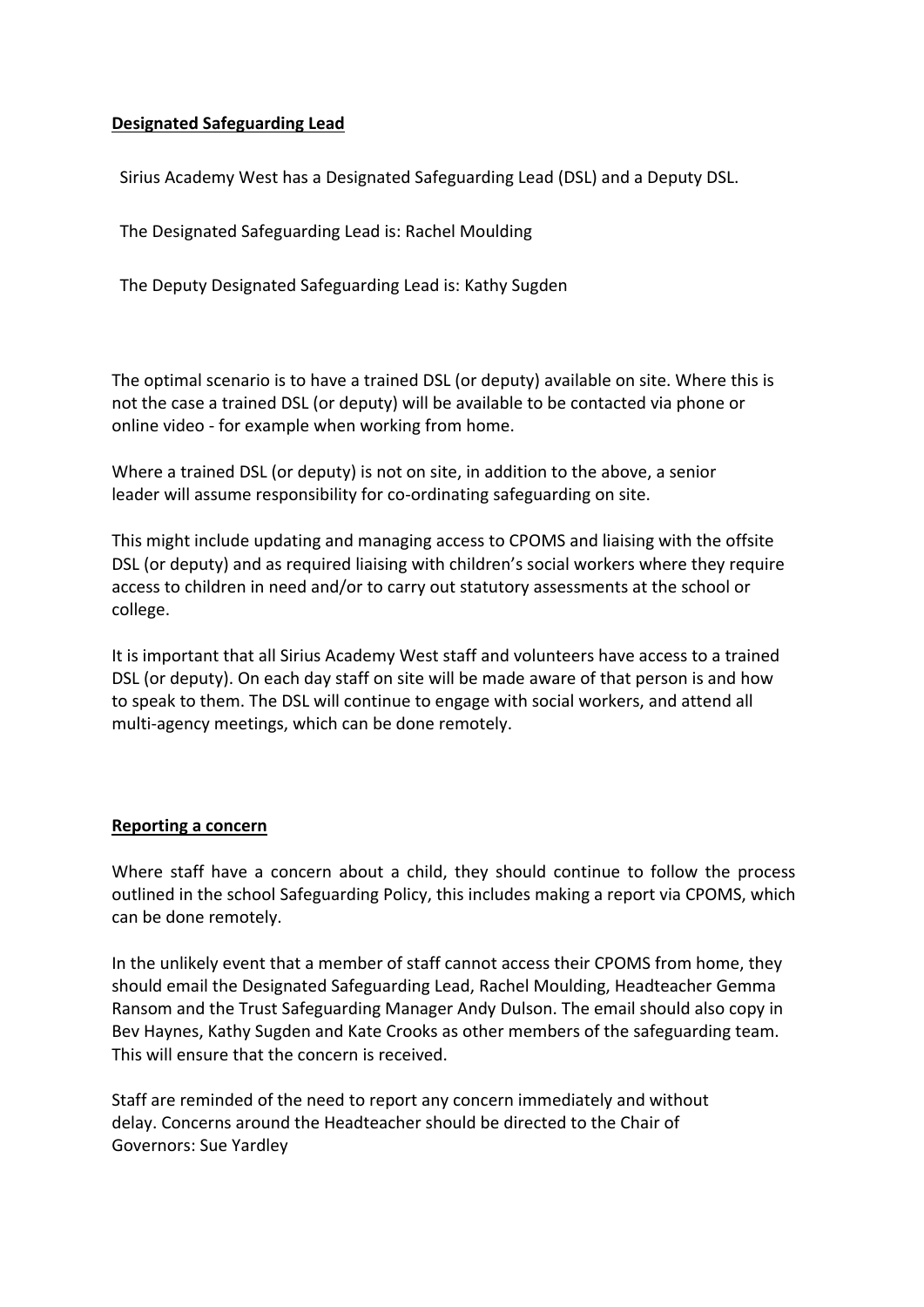## Designated Safeguarding Lead

Sirius Academy West has a Designated Safeguarding Lead (DSL) and a Deputy DSL.

The Designated Safeguarding Lead is: Rachel Moulding

The Deputy Designated Safeguarding Lead is: Kathy Sugden

The optimal scenario is to have a trained DSL (or deputy) available on site. Where this is not the case a trained DSL (or deputy) will be available to be contacted via phone or online video - for example when working from home.

Where a trained DSL (or deputy) is not on site, in addition to the above, a senior leader will assume responsibility for co-ordinating safeguarding on site.

This might include updating and managing access to CPOMS and liaising with the offsite DSL (or deputy) and as required liaising with children's social workers where they require access to children in need and/or to carry out statutory assessments at the school or college.

It is important that all Sirius Academy West staff and volunteers have access to a trained DSL (or deputy). On each day staff on site will be made aware of that person is and how to speak to them. The DSL will continue to engage with social workers, and attend all multi-agency meetings, which can be done remotely.

## Reporting a concern

Where staff have a concern about a child, they should continue to follow the process outlined in the school Safeguarding Policy, this includes making a report via CPOMS, which can be done remotely.

In the unlikely event that a member of staff cannot access their CPOMS from home, they should email the Designated Safeguarding Lead, Rachel Moulding, Headteacher Gemma Ransom and the Trust Safeguarding Manager Andy Dulson. The email should also copy in Bev Haynes, Kathy Sugden and Kate Crooks as other members of the safeguarding team. This will ensure that the concern is received.

Staff are reminded of the need to report any concern immediately and without delay. Concerns around the Headteacher should be directed to the Chair of Governors: Sue Yardley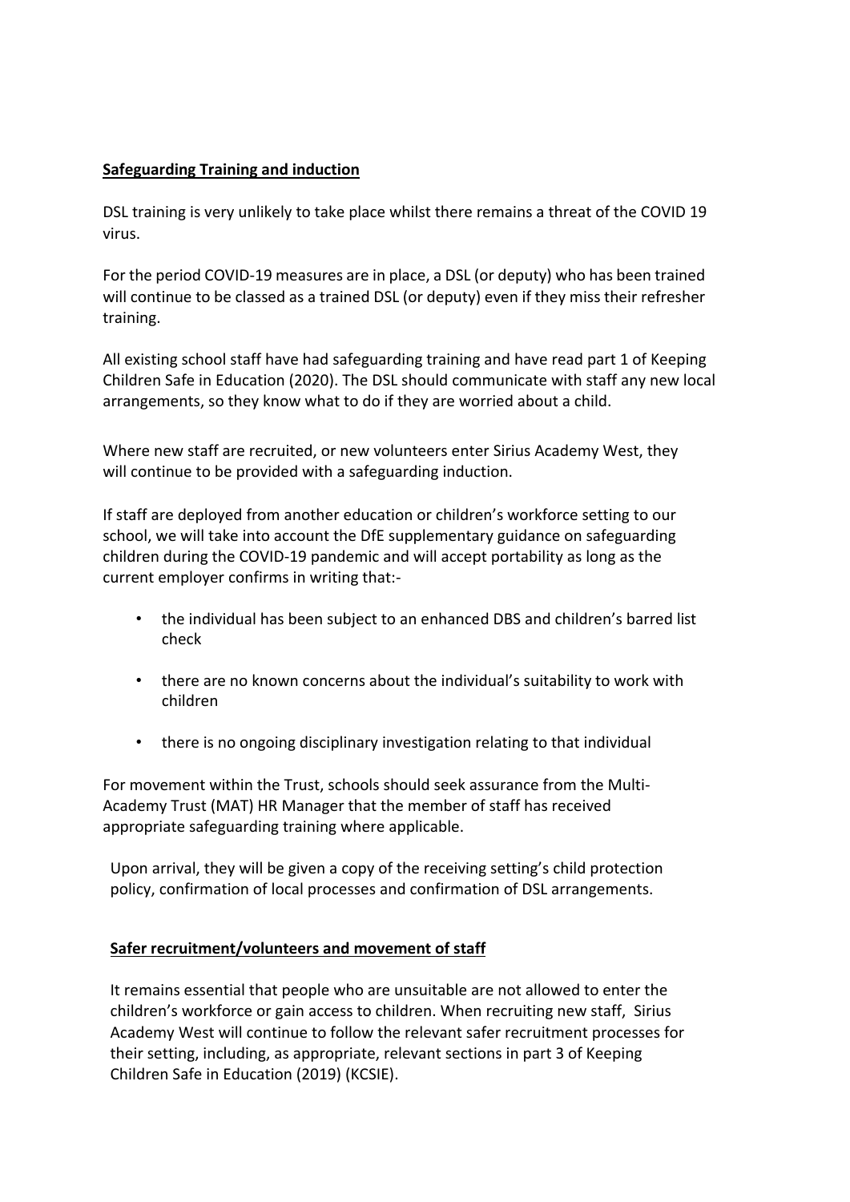**Safeguarding Training and induction**

DSL training is very unlikely to take place whilst there remains a threat of the COVID 19 virus.

For the period COVID-19 measures are in place, a DSL (or deputy) who has been trained will continue to be classed as a trained DSL (or deputy) even if they miss their refresher training.

All existing school staff have had safeguarding training and have read part 1 of Keeping Children Safe in Education (2020). The DSL should communicate with staff any new local arrangements, so they know what to do if they are worried about a child.

Where new staff are recruited, or new volunteers enter Sirius Academy West, they will continue to be provided with a safeguarding induction.

If staff are deployed from another education or children's workforce setting to our school, we will take into account the DfE supplementary guidance on safeguarding children during the COVID-19 pandemic and will accept portability as long as the current employer confirms in writing that:-

- the individual has been subject to an enhanced DBS and children's barred list check
- there are no known concerns about the individual's suitability to work with children
- there is no ongoing disciplinary investigation relating to that individual

For movement within the Trust, schools should seek assurance from the Multi-Academy Trust (MAT) HR Manager that the member of staff has received appropriate safeguarding training where applicable.

Upon arrival, they will be given a copy of the receiving setting's child protection policy, confirmation of local processes and confirmation of DSL arrangements.

**Safer recruitment/volunteers and movement of staff**

It remains essential that people who are unsuitable are not allowed to enter the children's workforce or gain access to children. When recruiting new staff, Sirius Academy West will continue to follow the relevant safer recruitment processes for their setting, including, as appropriate, relevant sections in part 3 of Keeping Children Safe in Education (2019) (KCSIE).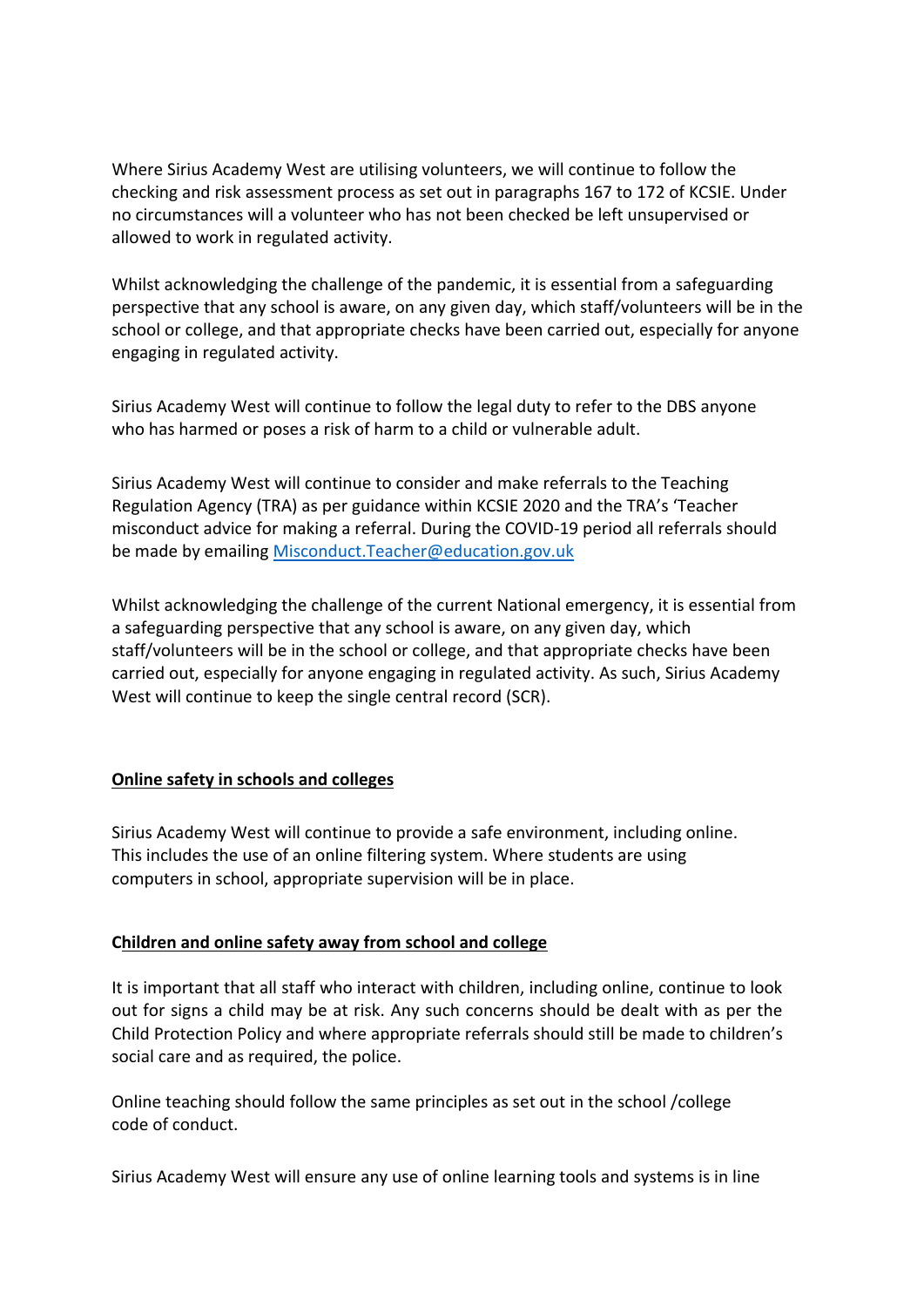Where Sirius Academy West are utilising volunteers, we will continue to follow the checking and risk assessment process as set out in paragraphs 167 to 172 of KCSIE. Under no circumstances will a volunteer who has not been checked be left unsupervised or allowed to work in regulated activity.

Whilst acknowledging the challenge of the pandemic, it is essential from a safeguarding perspective that any school is aware, on any given day, which staff/volunteers will be in the school or college, and that appropriate checks have been carried out, especially for anyone engaging in regulated activity.

Sirius Academy West will continue to follow the legal duty to refer to the DBS anyone who has harmed or poses a risk of harm to a child or vulnerable adult.

Sirius Academy West will continue to consider and make referrals to the Teaching Regulation Agency (TRA) as per guidance within KCSIE 2020 and the TRA's 'Teacher misconduct advice for making a referral. During the COVID-19 period all referrals should be made by emailing Misconduct.Teacher@education.gov.uk

Whilst acknowledging the challenge of the current National emergency, it is essential from a safeguarding perspective that any school is aware, on any given day, which staff/volunteers will be in the school or college, and that appropriate checks have been carried out, especially for anyone engaging in regulated activity. As such, Sirius Academy West will continue to keep the single central record (SCR).

**Online safety in schools and colleges**

Sirius Academy West will continue to provide a safe environment, including online. This includes the use of an online filtering system. Where students are using computers in school, appropriate supervision will be in place.

**Children and online safety away from school and college**

It is important that all staff who interact with children, including online, continue to look out for signs a child may be at risk. Any such concerns should be dealt with as per the Child Protection Policy and where appropriate referrals should still be made to children's social care and as required, the police.

Online teaching should follow the same principles as set out in the school /college code of conduct.

Sirius Academy West will ensure any use of online learning tools and systems is in line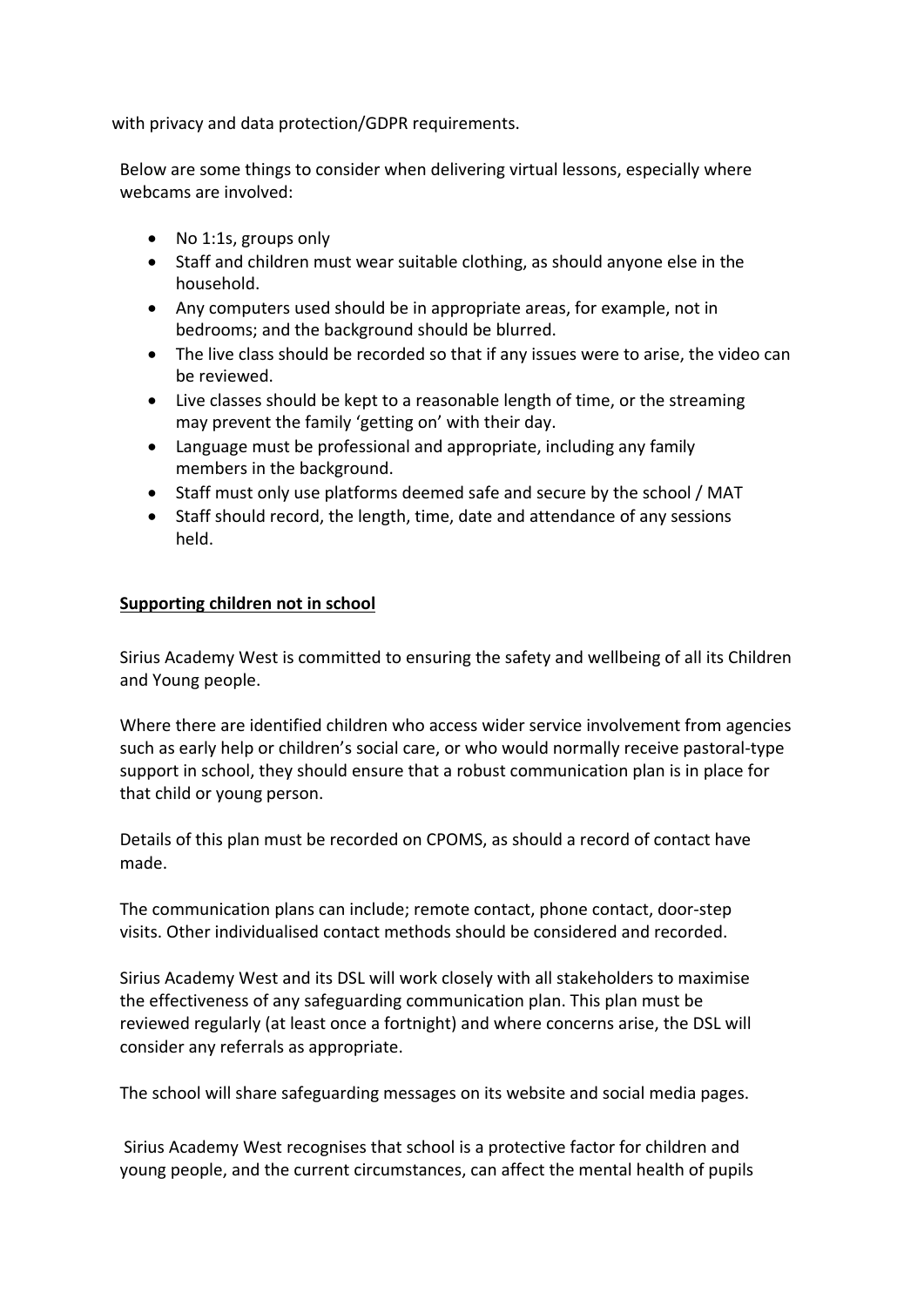with privacy and data protection/GDPR requirements.

Below are some things to consider when delivering virtual lessons, especially where webcams are involved:

- No 1:1s, groups only
- Staff and children must wear suitable clothing, as should anyone else in the household.
- Any computers used should be in appropriate areas, for example, not in bedrooms; and the background should be blurred.
- The live class should be recorded so that if any issues were to arise, the video can be reviewed.
- Live classes should be kept to a reasonable length of time, or the streaming may prevent the family 'getting on' with their day.
- Language must be professional and appropriate, including any family members in the background.
- Staff must only use platforms deemed safe and secure by the school / MAT
- Staff should record, the length, time, date and attendance of any sessions held.

**Supporting children not in school**

Sirius Academy West is committed to ensuring the safety and wellbeing of all its Children and Young people.

Where there are identified children who access wider service involvement from agencies such as early help or children's social care, or who would normally receive pastoral-type support in school, they should ensure that a robust communication plan is in place for that child or young person.

Details of this plan must be recorded on CPOMS, as should a record of contact have made.

The communication plans can include; remote contact, phone contact, door-step visits. Other individualised contact methods should be considered and recorded.

Sirius Academy West and its DSL will work closely with all stakeholders to maximise the effectiveness of any safeguarding communication plan. This plan must be reviewed regularly (at least once a fortnight) and where concerns arise, the DSL will consider any referrals as appropriate.

The school will share safeguarding messages on its website and social media pages.

Sirius Academy West recognises that school is a protective factor for children and young people, and the current circumstances, can affect the mental health of pupils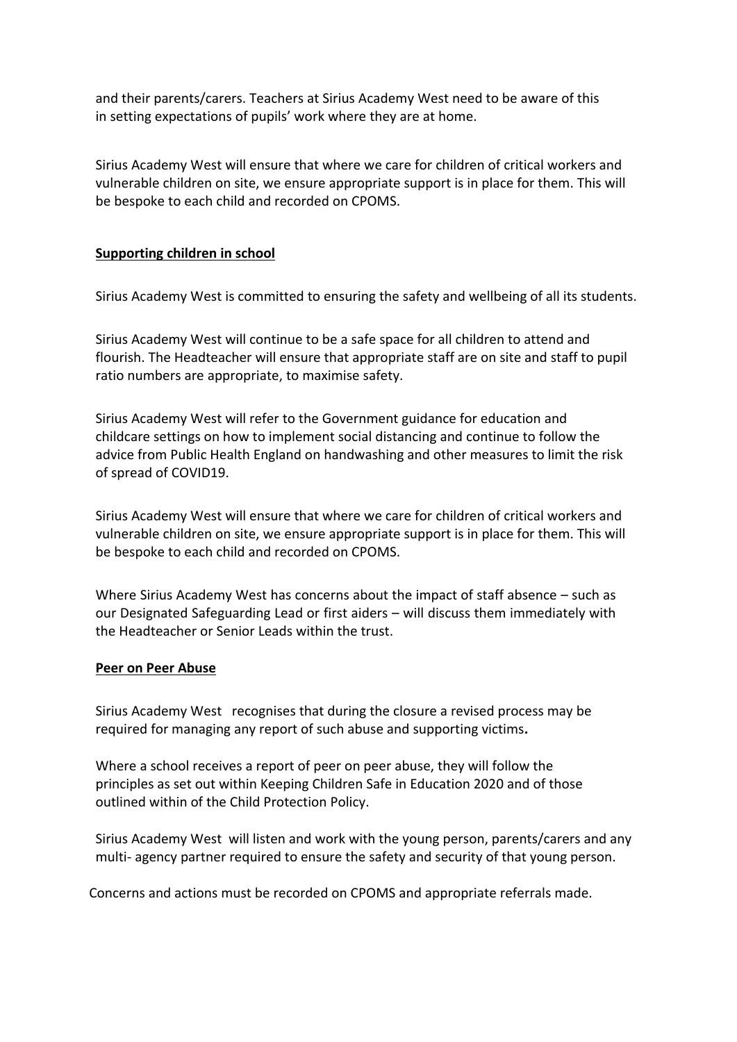and their parents/carers. Teachers at Sirius Academy West need to be aware of this in setting expectations of pupils' work where they are at home.

Sirius Academy West will ensure that where we care for children of critical workers and vulnerable children on site, we ensure appropriate support is in place for them. This will be bespoke to each child and recorded on CPOMS.

## Supporting children in school

Sirius Academy West is committed to ensuring the safety and wellbeing of all its students.

Sirius Academy West will continue to be a safe space for all children to attend and flourish. The Headteacher will ensure that appropriate staff are on site and staff to pupil ratio numbers are appropriate, to maximise safety.

Sirius Academy West will refer to the Government guidance for education and childcare settings on how to implement social distancing and continue to follow the advice from Public Health England on handwashing and other measures to limit the risk of spread of COVID19.

Sirius Academy West will ensure that where we care for children of critical workers and vulnerable children on site, we ensure appropriate support is in place for them. This will be bespoke to each child and recorded on CPOMS.

Where Sirius Academy West has concerns about the impact of staff absence – such as our Designated Safeguarding Lead or first aiders – will discuss them immediately with the Headteacher or Senior Leads within the trust.

## Peer on Peer Abuse

Sirius Academy West recognises that during the closure a revised process may be required for managing any report of such abuse and supporting victims**.**

Where a school receives a report of peer on peer abuse, they will follow the principles as set out within Keeping Children Safe in Education 2020 and of those outlined within of the Child Protection Policy.

Sirius Academy West will listen and work with the young person, parents/carers and any multi- agency partner required to ensure the safety and security of that young person.

Concerns and actions must be recorded on CPOMS and appropriate referrals made.